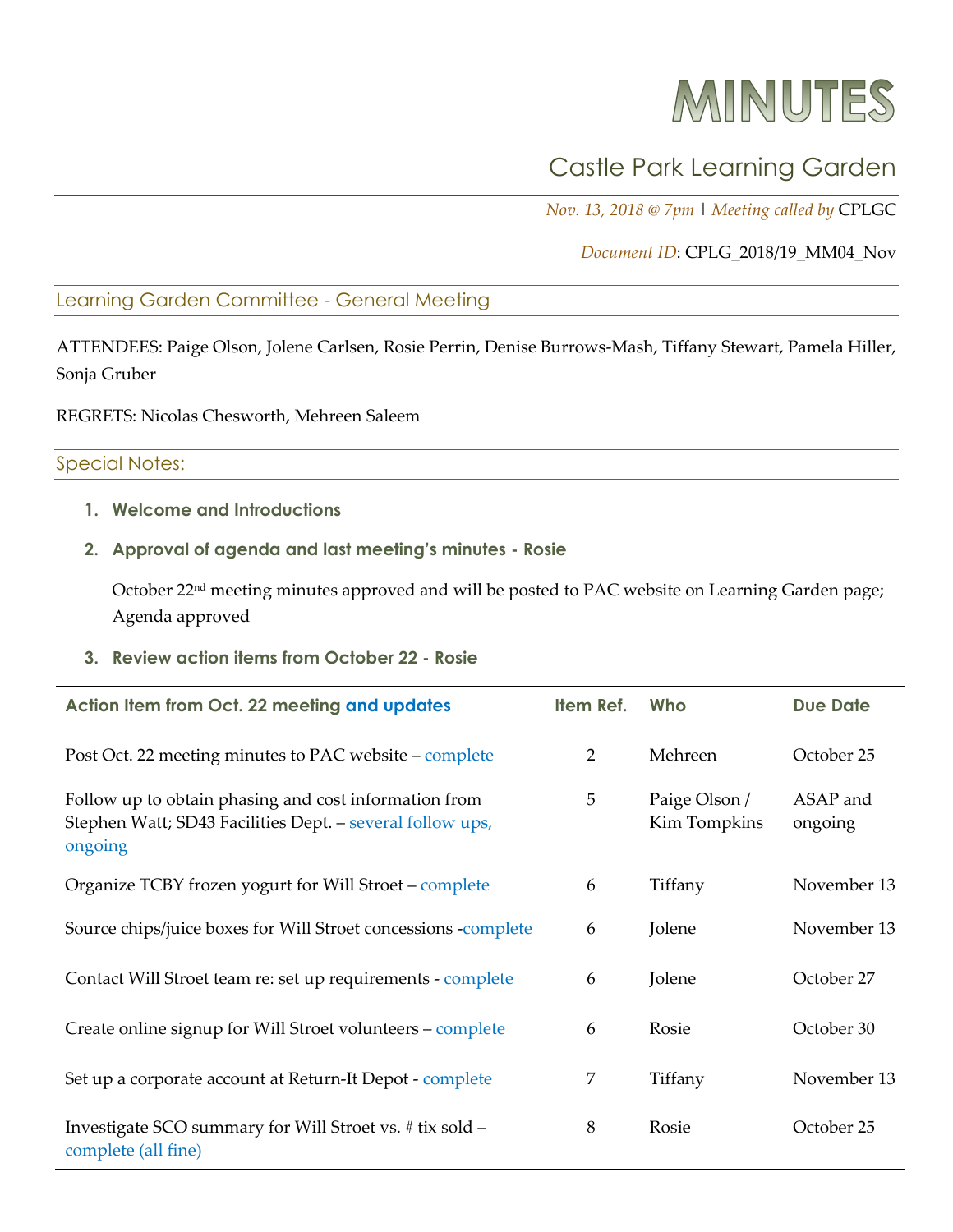# MINUTES

## Castle Park Learning Garden

*Nov. 13, 2018 @ 7pm* | *Meeting called by* CPLGC

*Document ID*: CPLG_2018/19_MM04_Nov

### Learning Garden Committee - General Meeting

ATTENDEES: Paige Olson, Jolene Carlsen, Rosie Perrin, Denise Burrows-Mash, Tiffany Stewart, Pamela Hiller, Sonja Gruber

REGRETS: Nicolas Chesworth, Mehreen Saleem

### Special Notes:

1. **Welcome and Introductions**

2. **Approval of agenda and last meeting's minutes - Rosie**

   October 22nd meeting minutes approved and will be posted to PAC website on Learning Garden page; Agenda approved

3. **Review action items from October 22 - Rosie**

| Action Item from Oct. 22 meeting and updates | Item Ref. | Who | Due Date |
|---|---|---|---|
| Post Oct. 22 meeting minutes to PAC website – complete | 2 | Mehreen | October 25 |
| Follow up to obtain phasing and cost information from Stephen Watt; SD43 Facilities Dept. – several follow ups, ongoing | 5 | Paige Olson / Kim Tompkins | ASAP and ongoing |
| Organize TCBY frozen yogurt for Will Stroet – complete | 6 | Tiffany | November 13 |
| Source chips/juice boxes for Will Stroet concessions -complete | 6 | Jolene | November 13 |
| Contact Will Stroet team re: set up requirements - complete | 6 | Jolene | October 27 |
| Create online signup for Will Stroet volunteers – complete | 6 | Rosie | October 30 |
| Set up a corporate account at Return-It Depot - complete | 7 | Tiffany | November 13 |
| Investigate SCO summary for Will Stroet vs. # tix sold – complete (all fine) | 8 | Rosie | October 25 |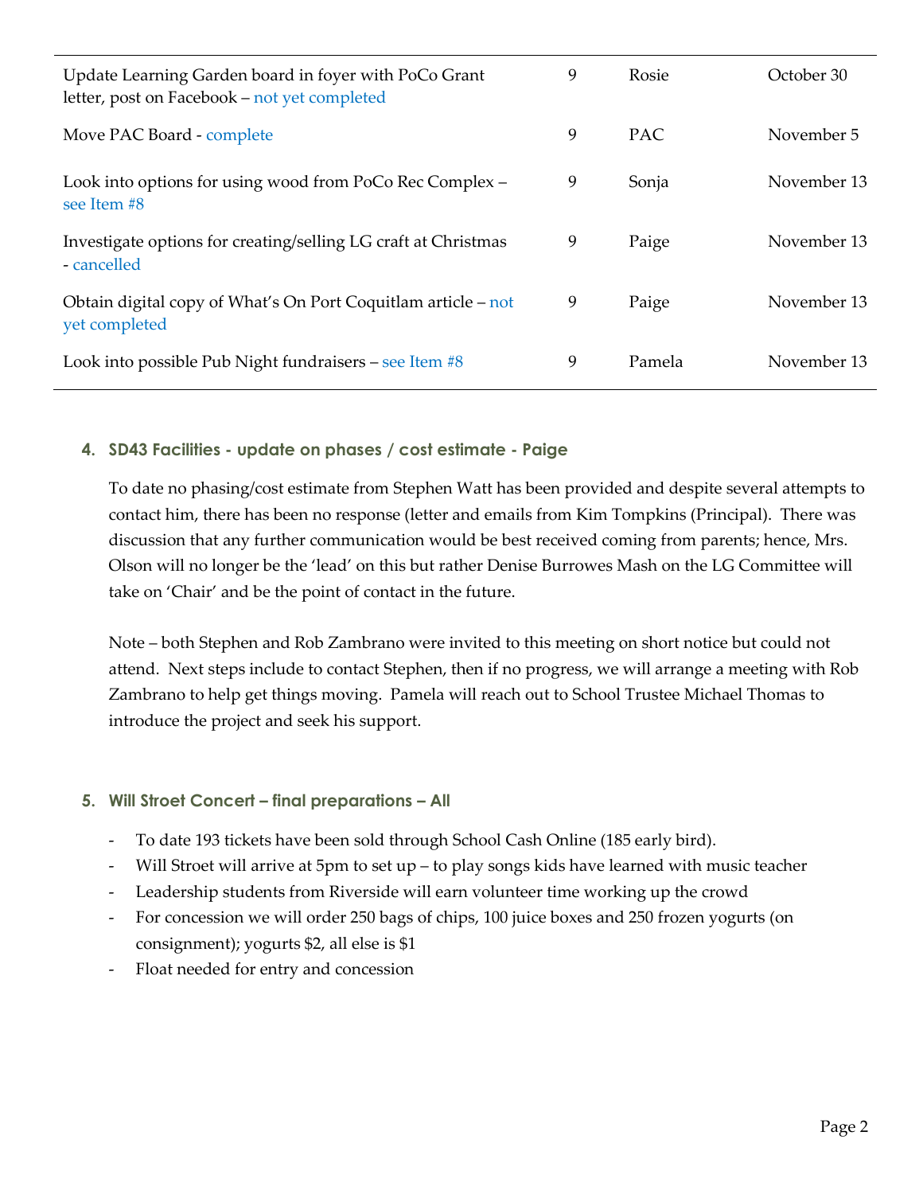| | | | |
|---|---|---|---|
| Update Learning Garden board in foyer with PoCo Grant letter, post on Facebook – not yet completed | 9 | Rosie | October 30 |
| Move PAC Board - complete | 9 | PAC | November 5 |
| Look into options for using wood from PoCo Rec Complex – see Item #8 | 9 | Sonja | November 13 |
| Investigate options for creating/selling LG craft at Christmas - cancelled | 9 | Paige | November 13 |
| Obtain digital copy of What's On Port Coquitlam article – not yet completed | 9 | Paige | November 13 |
| Look into possible Pub Night fundraisers – see Item #8 | 9 | Pamela | November 13 |

### 4. SD43 Facilities - update on phases / cost estimate - Paige

To date no phasing/cost estimate from Stephen Watt has been provided and despite several attempts to contact him, there has been no response (letter and emails from Kim Tompkins (Principal). There was discussion that any further communication would be best received coming from parents; hence, Mrs. Olson will no longer be the 'lead' on this but rather Denise Burrowes Mash on the LG Committee will take on 'Chair' and be the point of contact in the future.

Note – both Stephen and Rob Zambrano were invited to this meeting on short notice but could not attend. Next steps include to contact Stephen, then if no progress, we will arrange a meeting with Rob Zambrano to help get things moving. Pamela will reach out to School Trustee Michael Thomas to introduce the project and seek his support.

### 5. Will Stroet Concert – final preparations – All

- To date 193 tickets have been sold through School Cash Online (185 early bird).
- Will Stroet will arrive at 5pm to set up – to play songs kids have learned with music teacher
- Leadership students from Riverside will earn volunteer time working up the crowd
- For concession we will order 250 bags of chips, 100 juice boxes and 250 frozen yogurts (on consignment); yogurts $2, all else is $1
- Float needed for entry and concession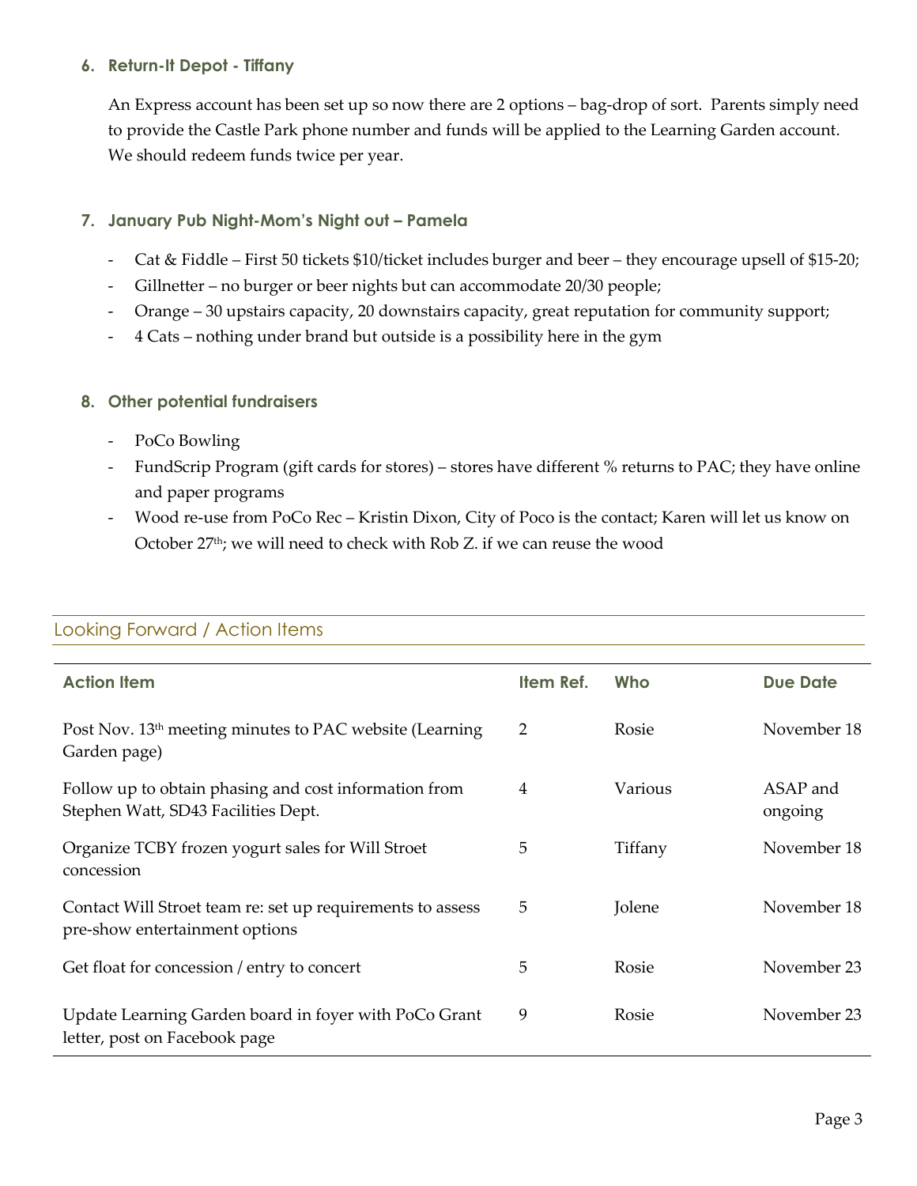### 6. Return-It Depot - Tiffany

An Express account has been set up so now there are 2 options – bag-drop of sort. Parents simply need to provide the Castle Park phone number and funds will be applied to the Learning Garden account. We should redeem funds twice per year.

### 7. January Pub Night-Mom's Night out – Pamela

- Cat & Fiddle – First 50 tickets $10/ticket includes burger and beer – they encourage upsell of $15-20;
- Gillnetter – no burger or beer nights but can accommodate 20/30 people;
- Orange – 30 upstairs capacity, 20 downstairs capacity, great reputation for community support;
- 4 Cats – nothing under brand but outside is a possibility here in the gym

### 8. Other potential fundraisers

- PoCo Bowling
- FundScrip Program (gift cards for stores) – stores have different % returns to PAC; they have online and paper programs
- Wood re-use from PoCo Rec – Kristin Dixon, City of Poco is the contact; Karen will let us know on October 27th; we will need to check with Rob Z. if we can reuse the wood

## Looking Forward / Action Items

| Action Item | Item Ref. | Who | Due Date |
| --- | --- | --- | --- |
| Post Nov. 13th meeting minutes to PAC website (Learning Garden page) | 2 | Rosie | November 18 |
| Follow up to obtain phasing and cost information from Stephen Watt, SD43 Facilities Dept. | 4 | Various | ASAP and ongoing |
| Organize TCBY frozen yogurt sales for Will Stroet concession | 5 | Tiffany | November 18 |
| Contact Will Stroet team re: set up requirements to assess pre-show entertainment options | 5 | Jolene | November 18 |
| Get float for concession / entry to concert | 5 | Rosie | November 23 |
| Update Learning Garden board in foyer with PoCo Grant letter, post on Facebook page | 9 | Rosie | November 23 |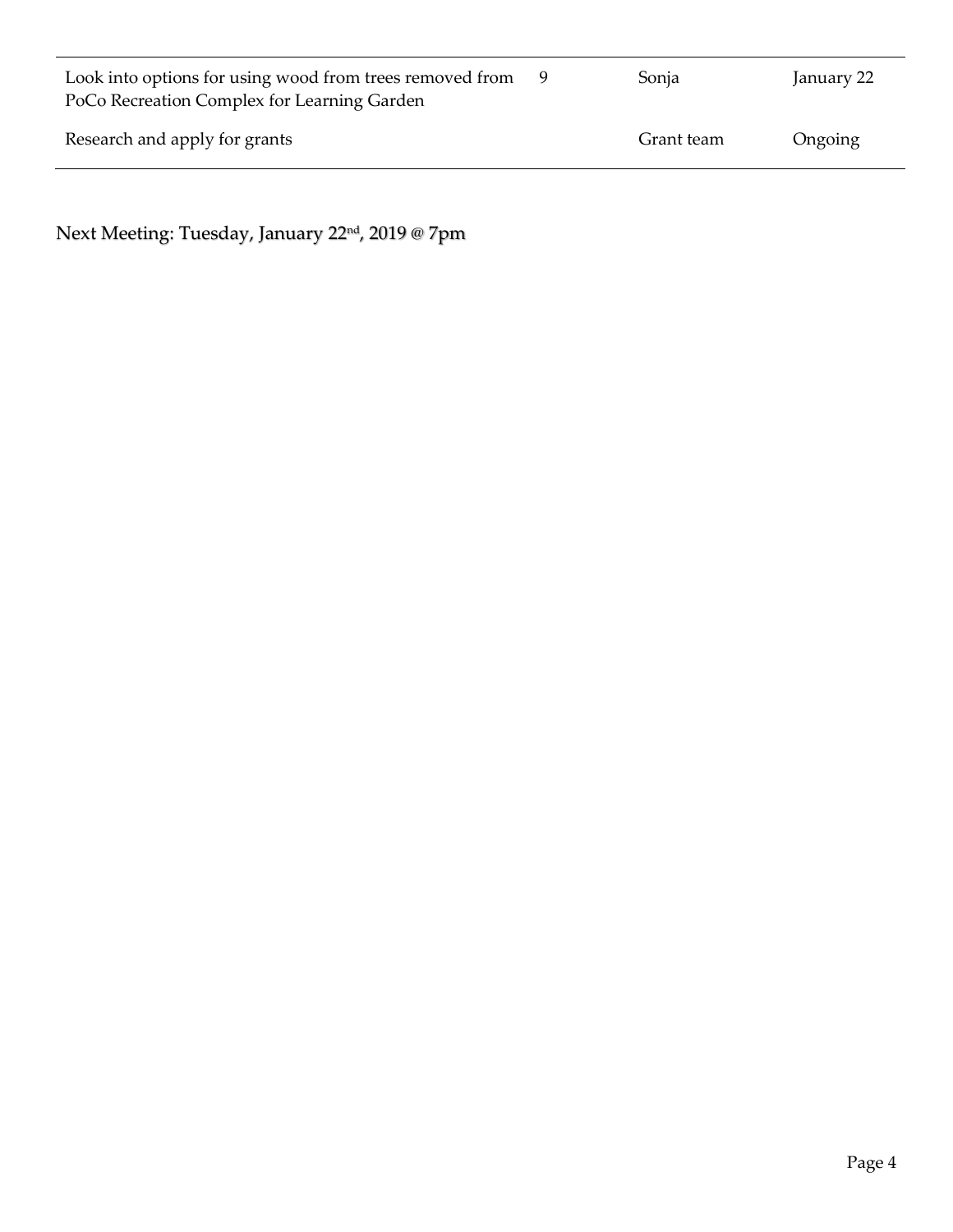| | | | |
|---|---|---|---|
| Look into options for using wood from trees removed from PoCo Recreation Complex for Learning Garden | 9 | Sonja | January 22 |
| Research and apply for grants | | Grant team | Ongoing |

Next Meeting: Tuesday, January 22nd, 2019 @ 7pm